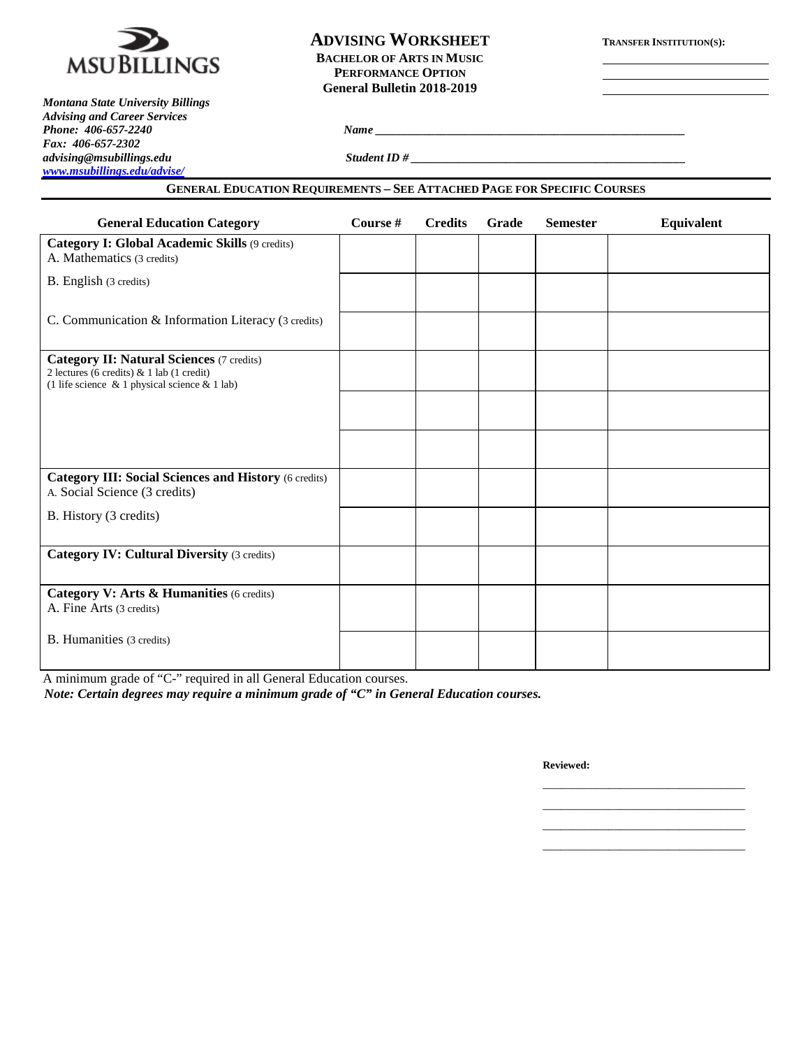MSU BILLINGS

*Montana State University Billings*
*Advising and Career Services*
*Phone: 406-657-2240*
*Fax: 406-657-2302*
*advising@msubillings.edu*
*www.msubillings.edu/advise/*

# ADVISING WORKSHEET

**BACHELOR OF ARTS IN MUSIC**
**PERFORMANCE OPTION**
**General Bulletin 2018-2019**

**TRANSFER INSTITUTION(S):**

\_\_\_\_\_\_\_\_\_\_\_\_\_\_\_\_\_\_\_\_\_\_\_\_\_\_\_\_\_

\_\_\_\_\_\_\_\_\_\_\_\_\_\_\_\_\_\_\_\_\_\_\_\_\_\_\_\_\_

\_\_\_\_\_\_\_\_\_\_\_\_\_\_\_\_\_\_\_\_\_\_\_\_\_\_\_\_\_

***Name*** \_\_\_\_\_\_\_\_\_\_\_\_\_\_\_\_\_\_\_\_\_\_\_\_\_\_\_\_\_\_\_\_\_\_\_\_\_\_\_\_\_\_\_\_\_\_\_\_\_\_\_\_

***Student ID #*** \_\_\_\_\_\_\_\_\_\_\_\_\_\_\_\_\_\_\_\_\_\_\_\_\_\_\_\_\_\_\_\_\_\_\_\_\_\_\_\_\_\_\_\_\_\_\_\_

## GENERAL EDUCATION REQUIREMENTS – SEE ATTACHED PAGE FOR SPECIFIC COURSES

| General Education Category | Course # | Credits | Grade | Semester | Equivalent |
|---|---|---|---|---|---|
| **Category I: Global Academic Skills** (9 credits)<br>A. Mathematics (3 credits) | | | | | |
| B. English (3 credits) | | | | | |
| C. Communication & Information Literacy (3 credits) | | | | | |
| **Category II: Natural Sciences** (7 credits)<br>2 lectures (6 credits) & 1 lab (1 credit)<br>(1 life science & 1 physical science & 1 lab) | | | | | |
| | | | | | |
| | | | | | |
| **Category III: Social Sciences and History** (6 credits)<br>A. Social Science (3 credits) | | | | | |
| B. History (3 credits) | | | | | |
| **Category IV: Cultural Diversity** (3 credits) | | | | | |
| **Category V: Arts & Humanities** (6 credits)<br>A. Fine Arts (3 credits) | | | | | |
| B. Humanities (3 credits) | | | | | |

A minimum grade of "C-" required in all General Education courses.
***Note: Certain degrees may require a minimum grade of "C" in General Education courses.***

**Reviewed:**

\_\_\_\_\_\_\_\_\_\_\_\_\_\_\_\_\_\_\_\_\_\_\_\_\_\_\_\_\_\_\_\_\_\_\_

\_\_\_\_\_\_\_\_\_\_\_\_\_\_\_\_\_\_\_\_\_\_\_\_\_\_\_\_\_\_\_\_\_\_\_

\_\_\_\_\_\_\_\_\_\_\_\_\_\_\_\_\_\_\_\_\_\_\_\_\_\_\_\_\_\_\_\_\_\_\_

\_\_\_\_\_\_\_\_\_\_\_\_\_\_\_\_\_\_\_\_\_\_\_\_\_\_\_\_\_\_\_\_\_\_\_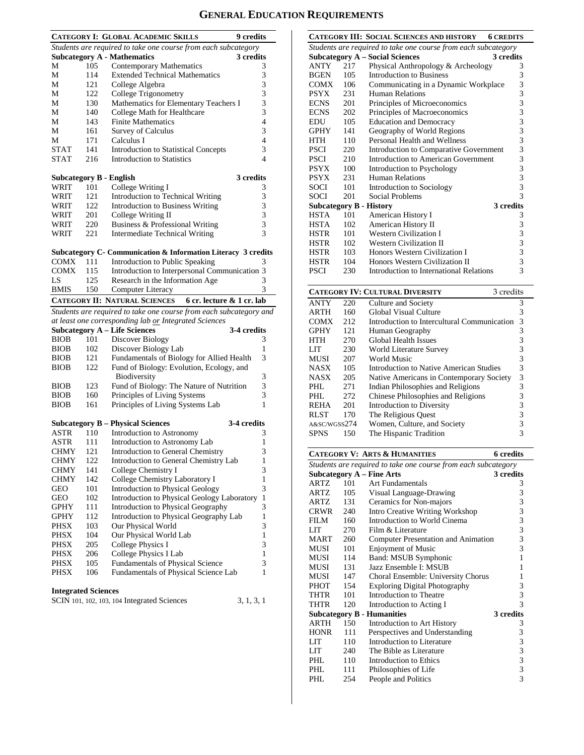# GENERAL EDUCATION REQUIREMENTS

## CATEGORY I: GLOBAL ACADEMIC SKILLS — 9 credits

*Students are required to take one course from each subcategory*

### Subcategory A - Mathematics — 3 credits

| | | | |
|---|---|---|---|
| M | 105 | Contemporary Mathematics | 3 |
| M | 114 | Extended Technical Mathematics | 3 |
| M | 121 | College Algebra | 3 |
| M | 122 | College Trigonometry | 3 |
| M | 130 | Mathematics for Elementary Teachers I | 3 |
| M | 140 | College Math for Healthcare | 3 |
| M | 143 | Finite Mathematics | 4 |
| M | 161 | Survey of Calculus | 3 |
| M | 171 | Calculus I | 4 |
| STAT | 141 | Introduction to Statistical Concepts | 3 |
| STAT | 216 | Introduction to Statistics | 4 |

### Subcategory B - English — 3 credits

| | | | |
|---|---|---|---|
| WRIT | 101 | College Writing I | 3 |
| WRIT | 121 | Introduction to Technical Writing | 3 |
| WRIT | 122 | Introduction to Business Writing | 3 |
| WRIT | 201 | College Writing II | 3 |
| WRIT | 220 | Business & Professional Writing | 3 |
| WRIT | 221 | Intermediate Technical Writing | 3 |

### Subcategory C- Communication & Information Literacy — 3 credits

| | | | |
|---|---|---|---|
| COMX | 111 | Introduction to Public Speaking | 3 |
| COMX | 115 | Introduction to Interpersonal Communication | 3 |
| LS | 125 | Research in the Information Age | 3 |
| BMIS | 150 | Computer Literacy | 3 |

## CATEGORY II: NATURAL SCIENCES — 6 cr. lecture & 1 cr. lab

*Students are required to take one course from each subcategory and at least one corresponding lab or Integrated Sciences*

### Subcategory A – Life Sciences — 3-4 credits

| | | | |
|---|---|---|---|
| BIOB | 101 | Discover Biology | 3 |
| BIOB | 102 | Discover Biology Lab | 1 |
| BIOB | 121 | Fundamentals of Biology for Allied Health | 3 |
| BIOB | 122 | Fund of Biology: Evolution, Ecology, and Biodiversity | 3 |
| BIOB | 123 | Fund of Biology: The Nature of Nutrition | 3 |
| BIOB | 160 | Principles of Living Systems | 3 |
| BIOB | 161 | Principles of Living Systems Lab | 1 |

### Subcategory B – Physical Sciences — 3-4 credits

| | | | |
|---|---|---|---|
| ASTR | 110 | Introduction to Astronomy | 3 |
| ASTR | 111 | Introduction to Astronomy Lab | 1 |
| CHMY | 121 | Introduction to General Chemistry | 3 |
| CHMY | 122 | Introduction to General Chemistry Lab | 1 |
| CHMY | 141 | College Chemistry I | 3 |
| CHMY | 142 | College Chemistry Laboratory I | 1 |
| GEO | 101 | Introduction to Physical Geology | 3 |
| GEO | 102 | Introduction to Physical Geology Laboratory | 1 |
| GPHY | 111 | Introduction to Physical Geography | 3 |
| GPHY | 112 | Introduction to Physical Geography Lab | 1 |
| PHSX | 103 | Our Physical World | 3 |
| PHSX | 104 | Our Physical World Lab | 1 |
| PHSX | 205 | College Physics I | 3 |
| PHSX | 206 | College Physics I Lab | 1 |
| PHSX | 105 | Fundamentals of Physical Science | 3 |
| PHSX | 106 | Fundamentals of Physical Science Lab | 1 |

### Integrated Sciences

| | |
|---|---|
| SCIN 101, 102, 103, 104 Integrated Sciences | 3, 1, 3, 1 |

## CATEGORY III: SOCIAL SCIENCES AND HISTORY — 6 CREDITS

*Students are required to take one course from each subcategory*

### Subcategory A – Social Sciences — 3 credits

| | | | |
|---|---|---|---|
| ANTY | 217 | Physical Anthropology & Archeology | 3 |
| BGEN | 105 | Introduction to Business | 3 |
| COMX | 106 | Communicating in a Dynamic Workplace | 3 |
| PSYX | 231 | Human Relations | 3 |
| ECNS | 201 | Principles of Microeconomics | 3 |
| ECNS | 202 | Principles of Macroeconomics | 3 |
| EDU | 105 | Education and Democracy | 3 |
| GPHY | 141 | Geography of World Regions | 3 |
| HTH | 110 | Personal Health and Wellness | 3 |
| PSCI | 220 | Introduction to Comparative Government | 3 |
| PSCI | 210 | Introduction to American Government | 3 |
| PSYX | 100 | Introduction to Psychology | 3 |
| PSYX | 231 | Human Relations | 3 |
| SOCI | 101 | Introduction to Sociology | 3 |
| SOCI | 201 | Social Problems | 3 |

### Subcategory B - History — 3 credits

| | | | |
|---|---|---|---|
| HSTA | 101 | American History I | 3 |
| HSTA | 102 | American History II | 3 |
| HSTR | 101 | Western Civilization I | 3 |
| HSTR | 102 | Western Civilization II | 3 |
| HSTR | 103 | Honors Western Civilization I | 3 |
| HSTR | 104 | Honors Western Civilization II | 3 |
| PSCI | 230 | Introduction to International Relations | 3 |

## CATEGORY IV: CULTURAL DIVERSITY — 3 credits

| | | | |
|---|---|---|---|
| ANTY | 220 | Culture and Society | 3 |
| ARTH | 160 | Global Visual Culture | 3 |
| COMX | 212 | Introduction to Intercultural Communication | 3 |
| GPHY | 121 | Human Geography | 3 |
| HTH | 270 | Global Health Issues | 3 |
| LIT | 230 | World Literature Survey | 3 |
| MUSI | 207 | World Music | 3 |
| NASX | 105 | Introduction to Native American Studies | 3 |
| NASX | 205 | Native Americans in Contemporary Society | 3 |
| PHL | 271 | Indian Philosophies and Religions | 3 |
| PHL | 272 | Chinese Philosophies and Religions | 3 |
| REHA | 201 | Introduction to Diversity | 3 |
| RLST | 170 | The Religious Quest | 3 |
| A&SC/WGSS | 274 | Women, Culture, and Society | 3 |
| SPNS | 150 | The Hispanic Tradition | 3 |

## CATEGORY V: ARTS & HUMANITIES — 6 credits

*Students are required to take one course from each subcategory*

### Subcategory A – Fine Arts — 3 credits

| | | | |
|---|---|---|---|
| ARTZ | 101 | Art Fundamentals | 3 |
| ARTZ | 105 | Visual Language-Drawing | 3 |
| ARTZ | 131 | Ceramics for Non-majors | 3 |
| CRWR | 240 | Intro Creative Writing Workshop | 3 |
| FILM | 160 | Introduction to World Cinema | 3 |
| LIT | 270 | Film & Literature | 3 |
| MART | 260 | Computer Presentation and Animation | 3 |
| MUSI | 101 | Enjoyment of Music | 3 |
| MUSI | 114 | Band: MSUB Symphonic | 1 |
| MUSI | 131 | Jazz Ensemble I: MSUB | 1 |
| MUSI | 147 | Choral Ensemble: University Chorus | 1 |
| PHOT | 154 | Exploring Digital Photography | 3 |
| THTR | 101 | Introduction to Theatre | 3 |
| THTR | 120 | Introduction to Acting I | 3 |

### Subcategory B - Humanities — 3 credits

| | | | |
|---|---|---|---|
| ARTH | 150 | Introduction to Art History | 3 |
| HONR | 111 | Perspectives and Understanding | 3 |
| LIT | 110 | Introduction to Literature | 3 |
| LIT | 240 | The Bible as Literature | 3 |
| PHL | 110 | Introduction to Ethics | 3 |
| PHL | 111 | Philosophies of Life | 3 |
| PHL | 254 | People and Politics | 3 |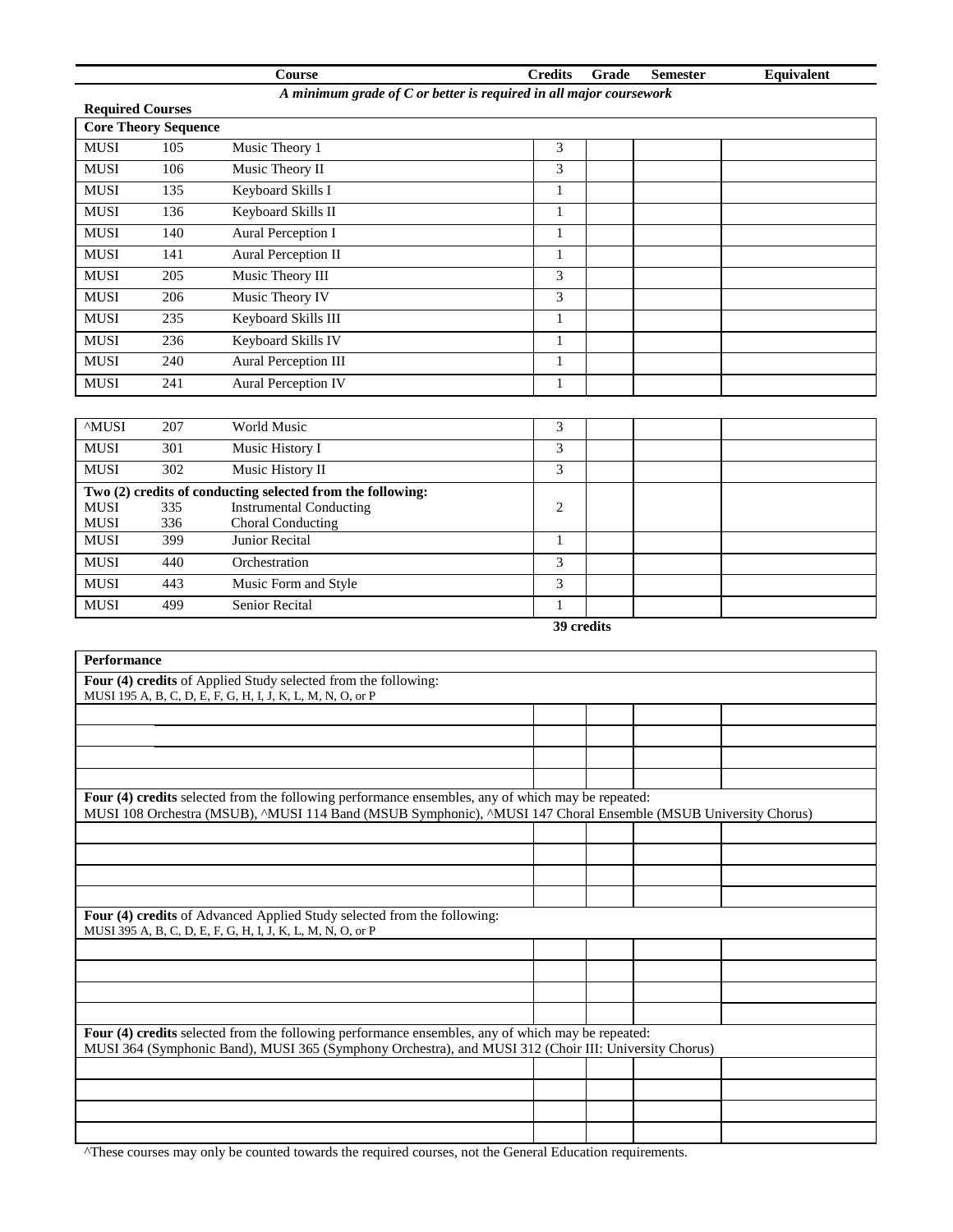| Course | | | Credits | Grade | Semester | Equivalent |
|---|---|---|---|---|---|---|

*A minimum grade of C or better is required in all major coursework*

**Required Courses**

| **Core Theory Sequence** | | | | | | |
|---|---|---|---|---|---|---|
| MUSI | 105 | Music Theory 1 | 3 | | | |
| MUSI | 106 | Music Theory II | 3 | | | |
| MUSI | 135 | Keyboard Skills I | 1 | | | |
| MUSI | 136 | Keyboard Skills II | 1 | | | |
| MUSI | 140 | Aural Perception I | 1 | | | |
| MUSI | 141 | Aural Perception II | 1 | | | |
| MUSI | 205 | Music Theory III | 3 | | | |
| MUSI | 206 | Music Theory IV | 3 | | | |
| MUSI | 235 | Keyboard Skills III | 1 | | | |
| MUSI | 236 | Keyboard Skills IV | 1 | | | |
| MUSI | 240 | Aural Perception III | 1 | | | |
| MUSI | 241 | Aural Perception IV | 1 | | | |

| | | | | | | |
|---|---|---|---|---|---|---|
| ^MUSI | 207 | World Music | 3 | | | |
| MUSI | 301 | Music History I | 3 | | | |
| MUSI | 302 | Music History II | 3 | | | |
| **Two (2) credits of conducting selected from the following:**<br>MUSI<br>MUSI | <br>335<br>336 | <br>Instrumental Conducting<br>Choral Conducting | 2 | | | |
| MUSI | 399 | Junior Recital | 1 | | | |
| MUSI | 440 | Orchestration | 3 | | | |
| MUSI | 443 | Music Form and Style | 3 | | | |
| MUSI | 499 | Senior Recital | 1 | | | |

**39 credits**

| **Performance** | | | | |
|---|---|---|---|---|
| **Four (4) credits** of Applied Study selected from the following:<br>MUSI 195 A, B, C, D, E, F, G, H, I, J, K, L, M, N, O, or P | | | | |
| | | | | |
| | | | | |
| | | | | |
| | | | | |
| **Four (4) credits** selected from the following performance ensembles, any of which may be repeated:<br>MUSI 108 Orchestra (MSUB), ^MUSI 114 Band (MSUB Symphonic), ^MUSI 147 Choral Ensemble (MSUB University Chorus) | | | | |
| | | | | |
| | | | | |
| | | | | |
| | | | | |
| **Four (4) credits** of Advanced Applied Study selected from the following:<br>MUSI 395 A, B, C, D, E, F, G, H, I, J, K, L, M, N, O, or P | | | | |
| | | | | |
| | | | | |
| | | | | |
| | | | | |
| **Four (4) credits** selected from the following performance ensembles, any of which may be repeated:<br>MUSI 364 (Symphonic Band), MUSI 365 (Symphony Orchestra), and MUSI 312 (Choir III: University Chorus) | | | | |
| | | | | |
| | | | | |
| | | | | |
| | | | | |

^These courses may only be counted towards the required courses, not the General Education requirements.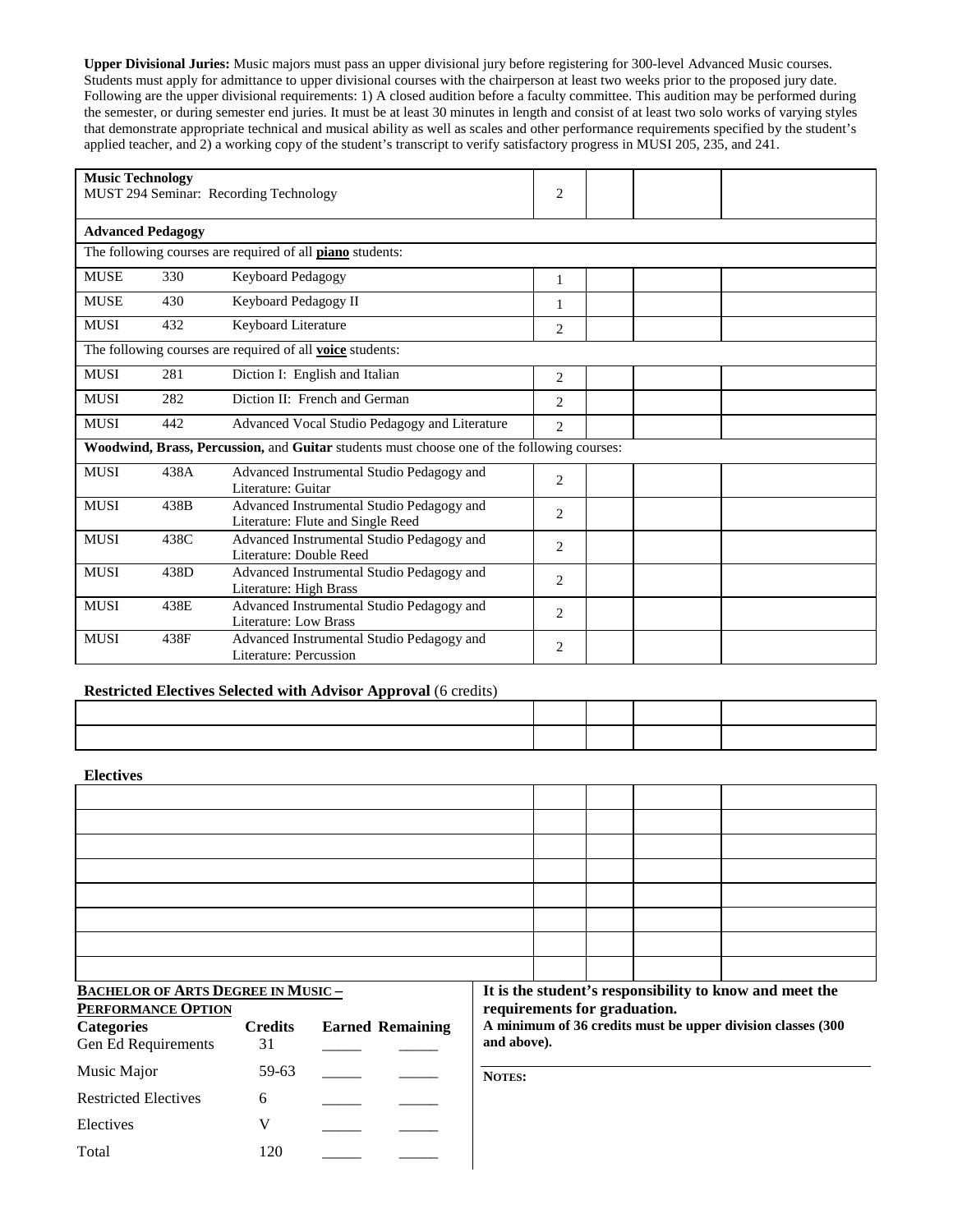**Upper Divisional Juries:** Music majors must pass an upper divisional jury before registering for 300-level Advanced Music courses. Students must apply for admittance to upper divisional courses with the chairperson at least two weeks prior to the proposed jury date. Following are the upper divisional requirements: 1) A closed audition before a faculty committee. This audition may be performed during the semester, or during semester end juries. It must be at least 30 minutes in length and consist of at least two solo works of varying styles that demonstrate appropriate technical and musical ability as well as scales and other performance requirements specified by the student's applied teacher, and 2) a working copy of the student's transcript to verify satisfactory progress in MUSI 205, 235, and 241.

| | | | | | | |
|---|---|---|---|---|---|---|
| **Music Technology** MUST 294 Seminar: Recording Technology | | | 2 | | | |
| **Advanced Pedagogy** | | | | | | |
| The following courses are required of all **piano** students: | | | | | | |
| MUSE | 330 | Keyboard Pedagogy | 1 | | | |
| MUSE | 430 | Keyboard Pedagogy II | 1 | | | |
| MUSI | 432 | Keyboard Literature | 2 | | | |
| The following courses are required of all **voice** students: | | | | | | |
| MUSI | 281 | Diction I: English and Italian | 2 | | | |
| MUSI | 282 | Diction II: French and German | 2 | | | |
| MUSI | 442 | Advanced Vocal Studio Pedagogy and Literature | 2 | | | |
| **Woodwind, Brass, Percussion,** and **Guitar** students must choose one of the following courses: | | | | | | |
| MUSI | 438A | Advanced Instrumental Studio Pedagogy and Literature: Guitar | 2 | | | |
| MUSI | 438B | Advanced Instrumental Studio Pedagogy and Literature: Flute and Single Reed | 2 | | | |
| MUSI | 438C | Advanced Instrumental Studio Pedagogy and Literature: Double Reed | 2 | | | |
| MUSI | 438D | Advanced Instrumental Studio Pedagogy and Literature: High Brass | 2 | | | |
| MUSI | 438E | Advanced Instrumental Studio Pedagogy and Literature: Low Brass | 2 | | | |
| MUSI | 438F | Advanced Instrumental Studio Pedagogy and Literature: Percussion | 2 | | | |

**Restricted Electives Selected with Advisor Approval** (6 credits)

| | | | | |
|---|---|---|---|---|
| | | | | |
| | | | | |

**Electives**

| | | | | |
|---|---|---|---|---|
| | | | | |
| | | | | |
| | | | | |
| | | | | |
| | | | | |
| | | | | |
| | | | | |
| | | | | |

**BACHELOR OF ARTS DEGREE IN MUSIC – PERFORMANCE OPTION**

| Categories | Credits | Earned | Remaining |
|---|---|---|---|
| Gen Ed Requirements | 31 | _____ | _____ |
| Music Major | 59-63 | _____ | _____ |
| Restricted Electives | 6 | _____ | _____ |
| Electives | V | _____ | _____ |
| Total | 120 | _____ | _____ |

**It is the student's responsibility to know and meet the requirements for graduation.**

**A minimum of 36 credits must be upper division classes (300 and above).**

**NOTES:**